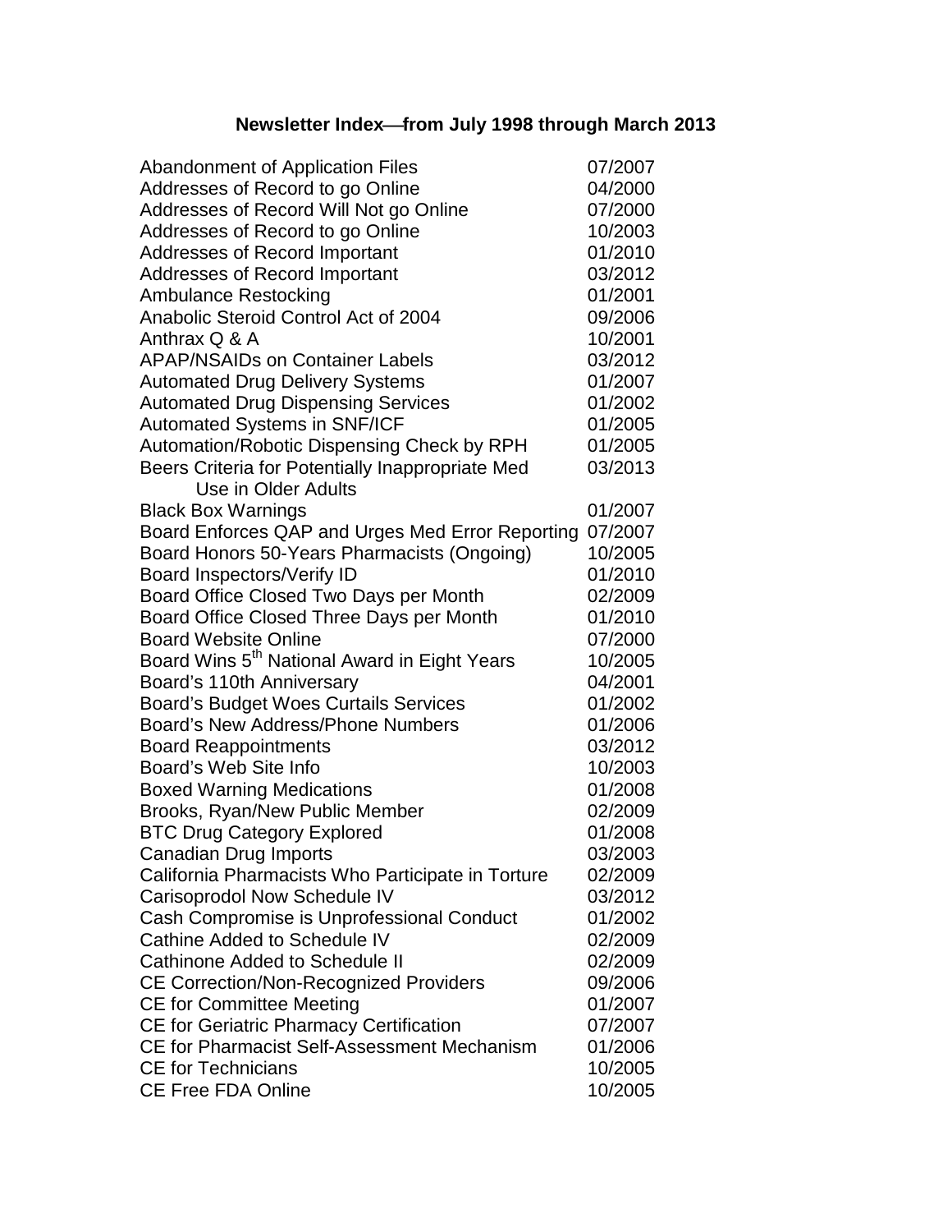# Newsletter Index—from July 1998 through March 2013

| | |
|---|---|
| Abandonment of Application Files | 07/2007 |
| Addresses of Record to go Online | 04/2000 |
| Addresses of Record Will Not go Online | 07/2000 |
| Addresses of Record to go Online | 10/2003 |
| Addresses of Record Important | 01/2010 |
| Addresses of Record Important | 03/2012 |
| Ambulance Restocking | 01/2001 |
| Anabolic Steroid Control Act of 2004 | 09/2006 |
| Anthrax Q & A | 10/2001 |
| APAP/NSAIDs on Container Labels | 03/2012 |
| Automated Drug Delivery Systems | 01/2007 |
| Automated Drug Dispensing Services | 01/2002 |
| Automated Systems in SNF/ICF | 01/2005 |
| Automation/Robotic Dispensing Check by RPH | 01/2005 |
| Beers Criteria for Potentially Inappropriate Med Use in Older Adults | 03/2013 |
| Black Box Warnings | 01/2007 |
| Board Enforces QAP and Urges Med Error Reporting | 07/2007 |
| Board Honors 50-Years Pharmacists (Ongoing) | 10/2005 |
| Board Inspectors/Verify ID | 01/2010 |
| Board Office Closed Two Days per Month | 02/2009 |
| Board Office Closed Three Days per Month | 01/2010 |
| Board Website Online | 07/2000 |
| Board Wins 5th National Award in Eight Years | 10/2005 |
| Board's 110th Anniversary | 04/2001 |
| Board's Budget Woes Curtails Services | 01/2002 |
| Board's New Address/Phone Numbers | 01/2006 |
| Board Reappointments | 03/2012 |
| Board's Web Site Info | 10/2003 |
| Boxed Warning Medications | 01/2008 |
| Brooks, Ryan/New Public Member | 02/2009 |
| BTC Drug Category Explored | 01/2008 |
| Canadian Drug Imports | 03/2003 |
| California Pharmacists Who Participate in Torture | 02/2009 |
| Carisoprodol Now Schedule IV | 03/2012 |
| Cash Compromise is Unprofessional Conduct | 01/2002 |
| Cathine Added to Schedule IV | 02/2009 |
| Cathinone Added to Schedule II | 02/2009 |
| CE Correction/Non-Recognized Providers | 09/2006 |
| CE for Committee Meeting | 01/2007 |
| CE for Geriatric Pharmacy Certification | 07/2007 |
| CE for Pharmacist Self-Assessment Mechanism | 01/2006 |
| CE for Technicians | 10/2005 |
| CE Free FDA Online | 10/2005 |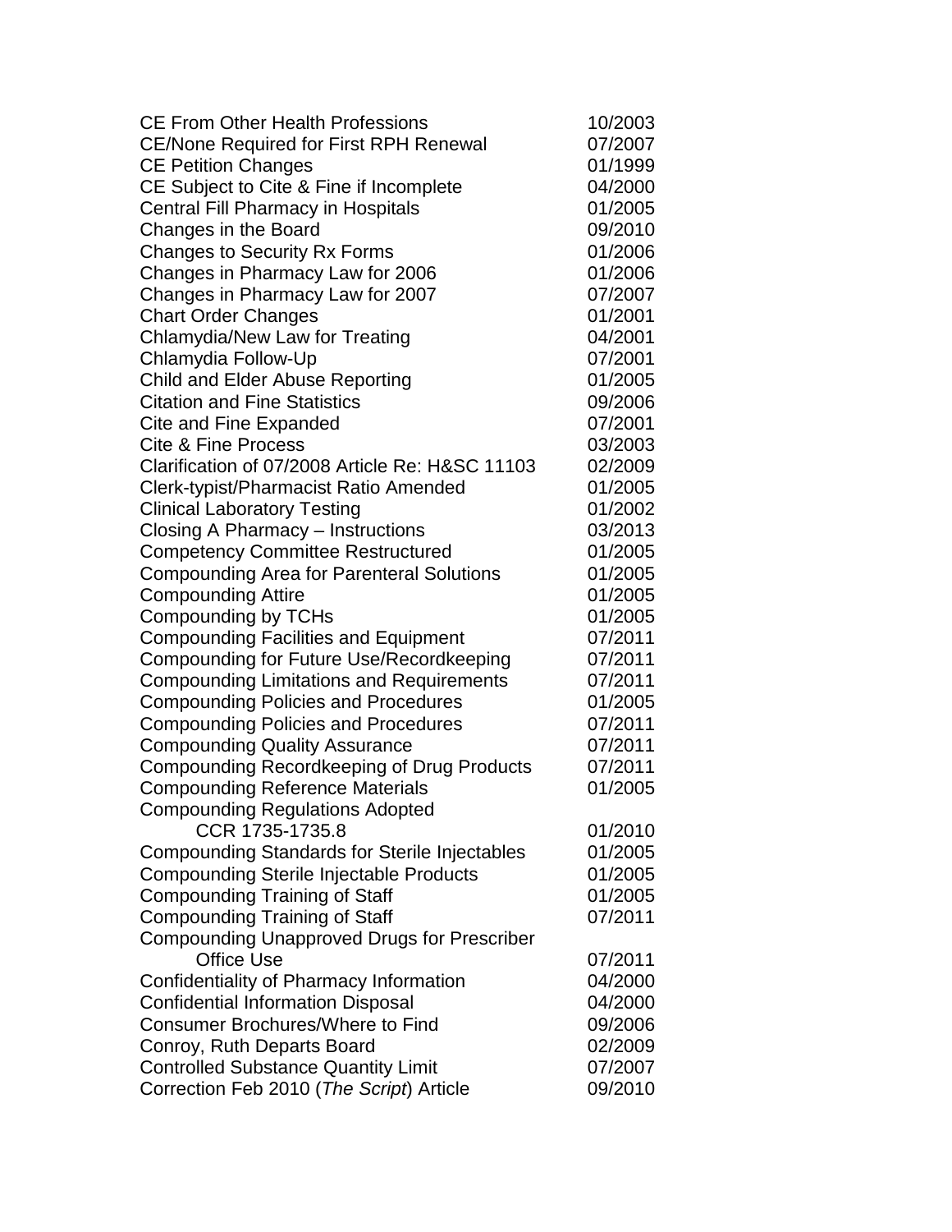| | |
|---|---|
| CE From Other Health Professions | 10/2003 |
| CE/None Required for First RPH Renewal | 07/2007 |
| CE Petition Changes | 01/1999 |
| CE Subject to Cite & Fine if Incomplete | 04/2000 |
| Central Fill Pharmacy in Hospitals | 01/2005 |
| Changes in the Board | 09/2010 |
| Changes to Security Rx Forms | 01/2006 |
| Changes in Pharmacy Law for 2006 | 01/2006 |
| Changes in Pharmacy Law for 2007 | 07/2007 |
| Chart Order Changes | 01/2001 |
| Chlamydia/New Law for Treating | 04/2001 |
| Chlamydia Follow-Up | 07/2001 |
| Child and Elder Abuse Reporting | 01/2005 |
| Citation and Fine Statistics | 09/2006 |
| Cite and Fine Expanded | 07/2001 |
| Cite & Fine Process | 03/2003 |
| Clarification of 07/2008 Article Re: H&SC 11103 | 02/2009 |
| Clerk-typist/Pharmacist Ratio Amended | 01/2005 |
| Clinical Laboratory Testing | 01/2002 |
| Closing A Pharmacy – Instructions | 03/2013 |
| Competency Committee Restructured | 01/2005 |
| Compounding Area for Parenteral Solutions | 01/2005 |
| Compounding Attire | 01/2005 |
| Compounding by TCHs | 01/2005 |
| Compounding Facilities and Equipment | 07/2011 |
| Compounding for Future Use/Recordkeeping | 07/2011 |
| Compounding Limitations and Requirements | 07/2011 |
| Compounding Policies and Procedures | 01/2005 |
| Compounding Policies and Procedures | 07/2011 |
| Compounding Quality Assurance | 07/2011 |
| Compounding Recordkeeping of Drug Products | 07/2011 |
| Compounding Reference Materials | 01/2005 |
| Compounding Regulations Adopted CCR 1735-1735.8 | 01/2010 |
| Compounding Standards for Sterile Injectables | 01/2005 |
| Compounding Sterile Injectable Products | 01/2005 |
| Compounding Training of Staff | 01/2005 |
| Compounding Training of Staff | 07/2011 |
| Compounding Unapproved Drugs for Prescriber Office Use | 07/2011 |
| Confidentiality of Pharmacy Information | 04/2000 |
| Confidential Information Disposal | 04/2000 |
| Consumer Brochures/Where to Find | 09/2006 |
| Conroy, Ruth Departs Board | 02/2009 |
| Controlled Substance Quantity Limit | 07/2007 |
| Correction Feb 2010 (*The Script*) Article | 09/2010 |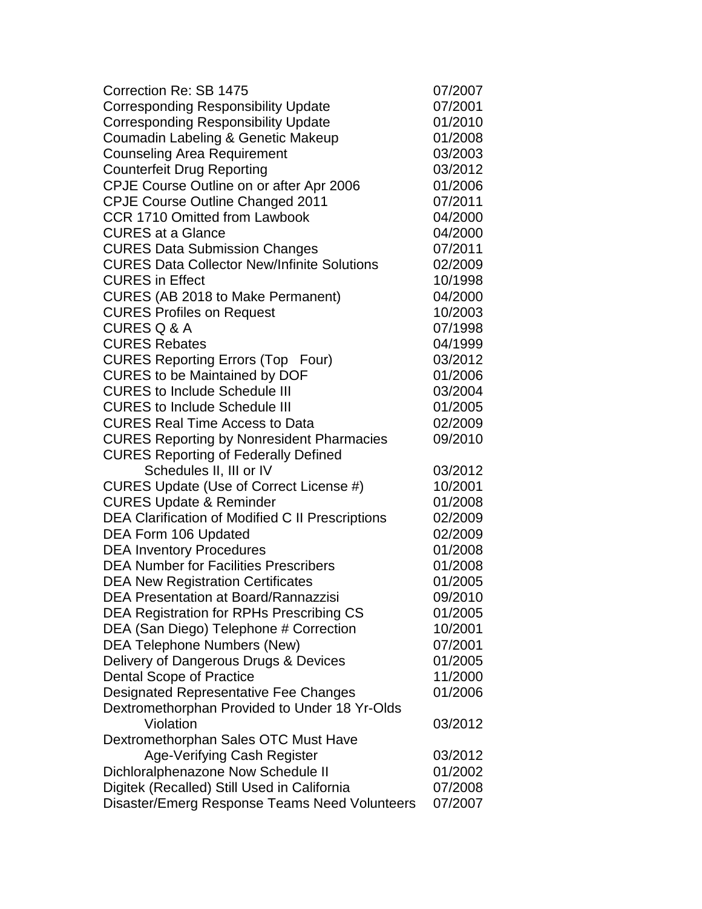| Topic | Date |
|---|---|
| Correction Re: SB 1475 | 07/2007 |
| Corresponding Responsibility Update | 07/2001 |
| Corresponding Responsibility Update | 01/2010 |
| Coumadin Labeling & Genetic Makeup | 01/2008 |
| Counseling Area Requirement | 03/2003 |
| Counterfeit Drug Reporting | 03/2012 |
| CPJE Course Outline on or after Apr 2006 | 01/2006 |
| CPJE Course Outline Changed 2011 | 07/2011 |
| CCR 1710 Omitted from Lawbook | 04/2000 |
| CURES at a Glance | 04/2000 |
| CURES Data Submission Changes | 07/2011 |
| CURES Data Collector New/Infinite Solutions | 02/2009 |
| CURES in Effect | 10/1998 |
| CURES (AB 2018 to Make Permanent) | 04/2000 |
| CURES Profiles on Request | 10/2003 |
| CURES Q & A | 07/1998 |
| CURES Rebates | 04/1999 |
| CURES Reporting Errors (Top Four) | 03/2012 |
| CURES to be Maintained by DOF | 01/2006 |
| CURES to Include Schedule III | 03/2004 |
| CURES to Include Schedule III | 01/2005 |
| CURES Real Time Access to Data | 02/2009 |
| CURES Reporting by Nonresident Pharmacies | 09/2010 |
| CURES Reporting of Federally Defined Schedules II, III or IV | 03/2012 |
| CURES Update (Use of Correct License #) | 10/2001 |
| CURES Update & Reminder | 01/2008 |
| DEA Clarification of Modified C II Prescriptions | 02/2009 |
| DEA Form 106 Updated | 02/2009 |
| DEA Inventory Procedures | 01/2008 |
| DEA Number for Facilities Prescribers | 01/2008 |
| DEA New Registration Certificates | 01/2005 |
| DEA Presentation at Board/Rannazzisi | 09/2010 |
| DEA Registration for RPHs Prescribing CS | 01/2005 |
| DEA (San Diego) Telephone # Correction | 10/2001 |
| DEA Telephone Numbers (New) | 07/2001 |
| Delivery of Dangerous Drugs & Devices | 01/2005 |
| Dental Scope of Practice | 11/2000 |
| Designated Representative Fee Changes | 01/2006 |
| Dextromethorphan Provided to Under 18 Yr-Olds Violation | 03/2012 |
| Dextromethorphan Sales OTC Must Have Age-Verifying Cash Register | 03/2012 |
| Dichloralphenazone Now Schedule II | 01/2002 |
| Digitek (Recalled) Still Used in California | 07/2008 |
| Disaster/Emerg Response Teams Need Volunteers | 07/2007 |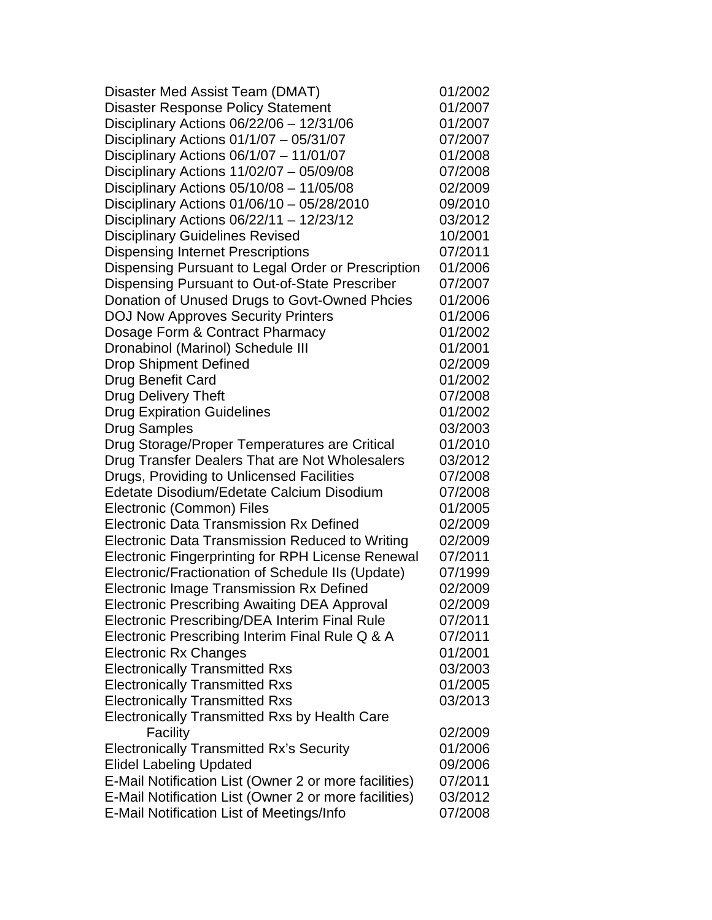| | |
|---|---|
| Disaster Med Assist Team (DMAT) | 01/2002 |
| Disaster Response Policy Statement | 01/2007 |
| Disciplinary Actions 06/22/06 – 12/31/06 | 01/2007 |
| Disciplinary Actions 01/1/07 – 05/31/07 | 07/2007 |
| Disciplinary Actions 06/1/07 – 11/01/07 | 01/2008 |
| Disciplinary Actions 11/02/07 – 05/09/08 | 07/2008 |
| Disciplinary Actions 05/10/08 – 11/05/08 | 02/2009 |
| Disciplinary Actions 01/06/10 – 05/28/2010 | 09/2010 |
| Disciplinary Actions 06/22/11 – 12/23/12 | 03/2012 |
| Disciplinary Guidelines Revised | 10/2001 |
| Dispensing Internet Prescriptions | 07/2011 |
| Dispensing Pursuant to Legal Order or Prescription | 01/2006 |
| Dispensing Pursuant to Out-of-State Prescriber | 07/2007 |
| Donation of Unused Drugs to Govt-Owned Phcies | 01/2006 |
| DOJ Now Approves Security Printers | 01/2006 |
| Dosage Form & Contract Pharmacy | 01/2002 |
| Dronabinol (Marinol) Schedule III | 01/2001 |
| Drop Shipment Defined | 02/2009 |
| Drug Benefit Card | 01/2002 |
| Drug Delivery Theft | 07/2008 |
| Drug Expiration Guidelines | 01/2002 |
| Drug Samples | 03/2003 |
| Drug Storage/Proper Temperatures are Critical | 01/2010 |
| Drug Transfer Dealers That are Not Wholesalers | 03/2012 |
| Drugs, Providing to Unlicensed Facilities | 07/2008 |
| Edetate Disodium/Edetate Calcium Disodium | 07/2008 |
| Electronic (Common) Files | 01/2005 |
| Electronic Data Transmission Rx Defined | 02/2009 |
| Electronic Data Transmission Reduced to Writing | 02/2009 |
| Electronic Fingerprinting for RPH License Renewal | 07/2011 |
| Electronic/Fractionation of Schedule IIs (Update) | 07/1999 |
| Electronic Image Transmission Rx Defined | 02/2009 |
| Electronic Prescribing Awaiting DEA Approval | 02/2009 |
| Electronic Prescribing/DEA Interim Final Rule | 07/2011 |
| Electronic Prescribing Interim Final Rule Q & A | 07/2011 |
| Electronic Rx Changes | 01/2001 |
| Electronically Transmitted Rxs | 03/2003 |
| Electronically Transmitted Rxs | 01/2005 |
| Electronically Transmitted Rxs | 03/2013 |
| Electronically Transmitted Rxs by Health Care Facility | 02/2009 |
| Electronically Transmitted Rx's Security | 01/2006 |
| Elidel Labeling Updated | 09/2006 |
| E-Mail Notification List (Owner 2 or more facilities) | 07/2011 |
| E-Mail Notification List (Owner 2 or more facilities) | 03/2012 |
| E-Mail Notification List of Meetings/Info | 07/2008 |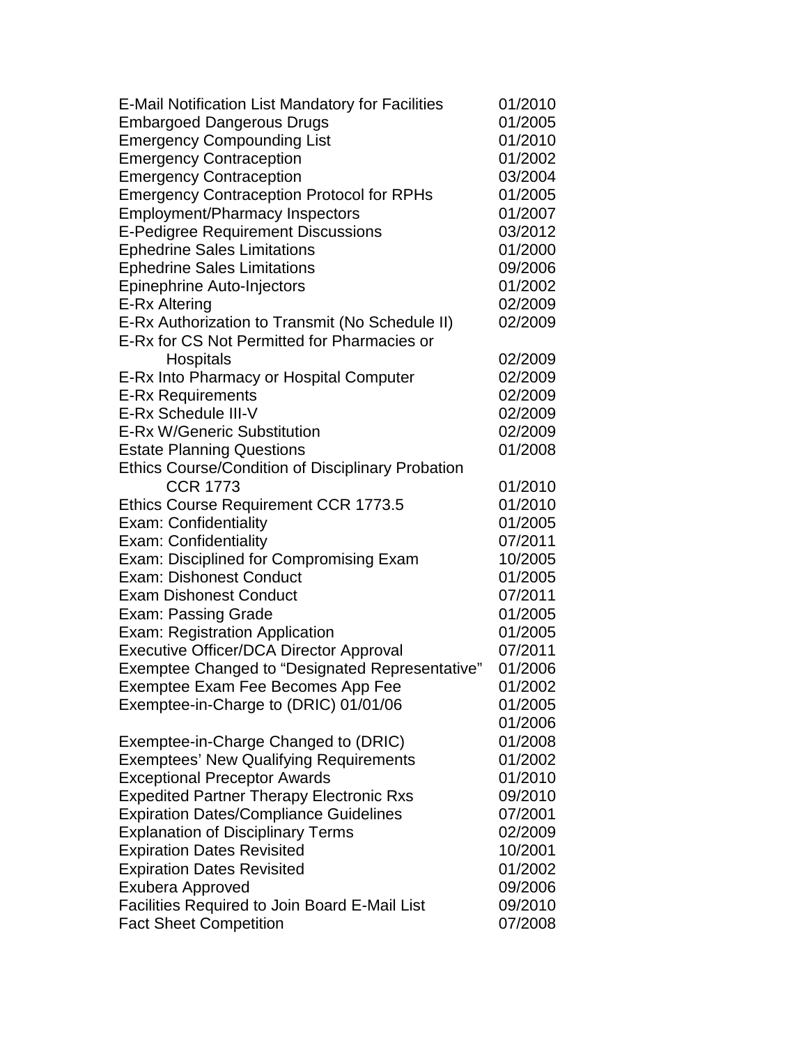| | |
|---|---|
| E-Mail Notification List Mandatory for Facilities | 01/2010 |
| Embargoed Dangerous Drugs | 01/2005 |
| Emergency Compounding List | 01/2010 |
| Emergency Contraception | 01/2002 |
| Emergency Contraception | 03/2004 |
| Emergency Contraception Protocol for RPHs | 01/2005 |
| Employment/Pharmacy Inspectors | 01/2007 |
| E-Pedigree Requirement Discussions | 03/2012 |
| Ephedrine Sales Limitations | 01/2000 |
| Ephedrine Sales Limitations | 09/2006 |
| Epinephrine Auto-Injectors | 01/2002 |
| E-Rx Altering | 02/2009 |
| E-Rx Authorization to Transmit (No Schedule II) | 02/2009 |
| E-Rx for CS Not Permitted for Pharmacies or Hospitals | 02/2009 |
| E-Rx Into Pharmacy or Hospital Computer | 02/2009 |
| E-Rx Requirements | 02/2009 |
| E-Rx Schedule III-V | 02/2009 |
| E-Rx W/Generic Substitution | 02/2009 |
| Estate Planning Questions | 01/2008 |
| Ethics Course/Condition of Disciplinary Probation CCR 1773 | 01/2010 |
| Ethics Course Requirement CCR 1773.5 | 01/2010 |
| Exam: Confidentiality | 01/2005 |
| Exam: Confidentiality | 07/2011 |
| Exam: Disciplined for Compromising Exam | 10/2005 |
| Exam: Dishonest Conduct | 01/2005 |
| Exam Dishonest Conduct | 07/2011 |
| Exam: Passing Grade | 01/2005 |
| Exam: Registration Application | 01/2005 |
| Executive Officer/DCA Director Approval | 07/2011 |
| Exemptee Changed to “Designated Representative” | 01/2006 |
| Exemptee Exam Fee Becomes App Fee | 01/2002 |
| Exemptee-in-Charge to (DRIC) 01/01/06 | 01/2005 |
| | 01/2006 |
| Exemptee-in-Charge Changed to (DRIC) | 01/2008 |
| Exemptees’ New Qualifying Requirements | 01/2002 |
| Exceptional Preceptor Awards | 01/2010 |
| Expedited Partner Therapy Electronic Rxs | 09/2010 |
| Expiration Dates/Compliance Guidelines | 07/2001 |
| Explanation of Disciplinary Terms | 02/2009 |
| Expiration Dates Revisited | 10/2001 |
| Expiration Dates Revisited | 01/2002 |
| Exubera Approved | 09/2006 |
| Facilities Required to Join Board E-Mail List | 09/2010 |
| Fact Sheet Competition | 07/2008 |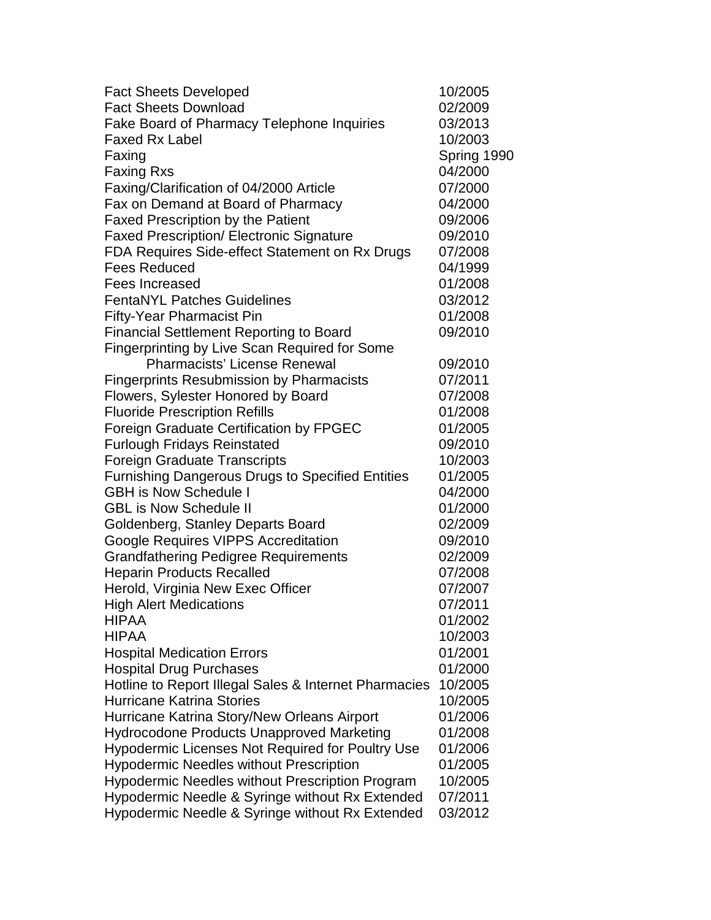| | |
|---|---|
| Fact Sheets Developed | 10/2005 |
| Fact Sheets Download | 02/2009 |
| Fake Board of Pharmacy Telephone Inquiries | 03/2013 |
| Faxed Rx Label | 10/2003 |
| Faxing | Spring 1990 |
| Faxing Rxs | 04/2000 |
| Faxing/Clarification of 04/2000 Article | 07/2000 |
| Fax on Demand at Board of Pharmacy | 04/2000 |
| Faxed Prescription by the Patient | 09/2006 |
| Faxed Prescription/ Electronic Signature | 09/2010 |
| FDA Requires Side-effect Statement on Rx Drugs | 07/2008 |
| Fees Reduced | 04/1999 |
| Fees Increased | 01/2008 |
| FentaNYL Patches Guidelines | 03/2012 |
| Fifty-Year Pharmacist Pin | 01/2008 |
| Financial Settlement Reporting to Board | 09/2010 |
| Fingerprinting by Live Scan Required for Some Pharmacists' License Renewal | 09/2010 |
| Fingerprints Resubmission by Pharmacists | 07/2011 |
| Flowers, Sylester Honored by Board | 07/2008 |
| Fluoride Prescription Refills | 01/2008 |
| Foreign Graduate Certification by FPGEC | 01/2005 |
| Furlough Fridays Reinstated | 09/2010 |
| Foreign Graduate Transcripts | 10/2003 |
| Furnishing Dangerous Drugs to Specified Entities | 01/2005 |
| GBH is Now Schedule I | 04/2000 |
| GBL is Now Schedule II | 01/2000 |
| Goldenberg, Stanley Departs Board | 02/2009 |
| Google Requires VIPPS Accreditation | 09/2010 |
| Grandfathering Pedigree Requirements | 02/2009 |
| Heparin Products Recalled | 07/2008 |
| Herold, Virginia New Exec Officer | 07/2007 |
| High Alert Medications | 07/2011 |
| HIPAA | 01/2002 |
| HIPAA | 10/2003 |
| Hospital Medication Errors | 01/2001 |
| Hospital Drug Purchases | 01/2000 |
| Hotline to Report Illegal Sales & Internet Pharmacies | 10/2005 |
| Hurricane Katrina Stories | 10/2005 |
| Hurricane Katrina Story/New Orleans Airport | 01/2006 |
| Hydrocodone Products Unapproved Marketing | 01/2008 |
| Hypodermic Licenses Not Required for Poultry Use | 01/2006 |
| Hypodermic Needles without Prescription | 01/2005 |
| Hypodermic Needles without Prescription Program | 10/2005 |
| Hypodermic Needle & Syringe without Rx Extended | 07/2011 |
| Hypodermic Needle & Syringe without Rx Extended | 03/2012 |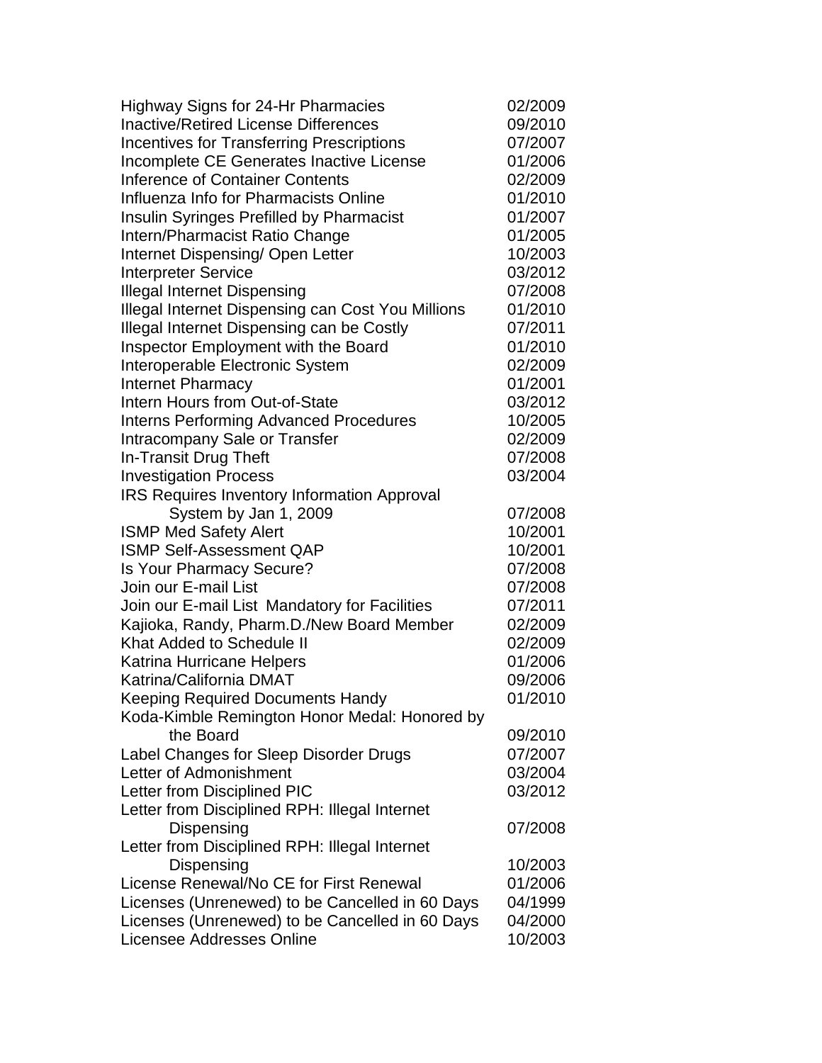| | |
|---|---|
| Highway Signs for 24-Hr Pharmacies | 02/2009 |
| Inactive/Retired License Differences | 09/2010 |
| Incentives for Transferring Prescriptions | 07/2007 |
| Incomplete CE Generates Inactive License | 01/2006 |
| Inference of Container Contents | 02/2009 |
| Influenza Info for Pharmacists Online | 01/2010 |
| Insulin Syringes Prefilled by Pharmacist | 01/2007 |
| Intern/Pharmacist Ratio Change | 01/2005 |
| Internet Dispensing/ Open Letter | 10/2003 |
| Interpreter Service | 03/2012 |
| Illegal Internet Dispensing | 07/2008 |
| Illegal Internet Dispensing can Cost You Millions | 01/2010 |
| Illegal Internet Dispensing can be Costly | 07/2011 |
| Inspector Employment with the Board | 01/2010 |
| Interoperable Electronic System | 02/2009 |
| Internet Pharmacy | 01/2001 |
| Intern Hours from Out-of-State | 03/2012 |
| Interns Performing Advanced Procedures | 10/2005 |
| Intracompany Sale or Transfer | 02/2009 |
| In-Transit Drug Theft | 07/2008 |
| Investigation Process | 03/2004 |
| IRS Requires Inventory Information Approval System by Jan 1, 2009 | 07/2008 |
| ISMP Med Safety Alert | 10/2001 |
| ISMP Self-Assessment QAP | 10/2001 |
| Is Your Pharmacy Secure? | 07/2008 |
| Join our E-mail List | 07/2008 |
| Join our E-mail List Mandatory for Facilities | 07/2011 |
| Kajioka, Randy, Pharm.D./New Board Member | 02/2009 |
| Khat Added to Schedule II | 02/2009 |
| Katrina Hurricane Helpers | 01/2006 |
| Katrina/California DMAT | 09/2006 |
| Keeping Required Documents Handy | 01/2010 |
| Koda-Kimble Remington Honor Medal: Honored by the Board | 09/2010 |
| Label Changes for Sleep Disorder Drugs | 07/2007 |
| Letter of Admonishment | 03/2004 |
| Letter from Disciplined PIC | 03/2012 |
| Letter from Disciplined RPH: Illegal Internet Dispensing | 07/2008 |
| Letter from Disciplined RPH: Illegal Internet Dispensing | 10/2003 |
| License Renewal/No CE for First Renewal | 01/2006 |
| Licenses (Unrenewed) to be Cancelled in 60 Days | 04/1999 |
| Licenses (Unrenewed) to be Cancelled in 60 Days | 04/2000 |
| Licensee Addresses Online | 10/2003 |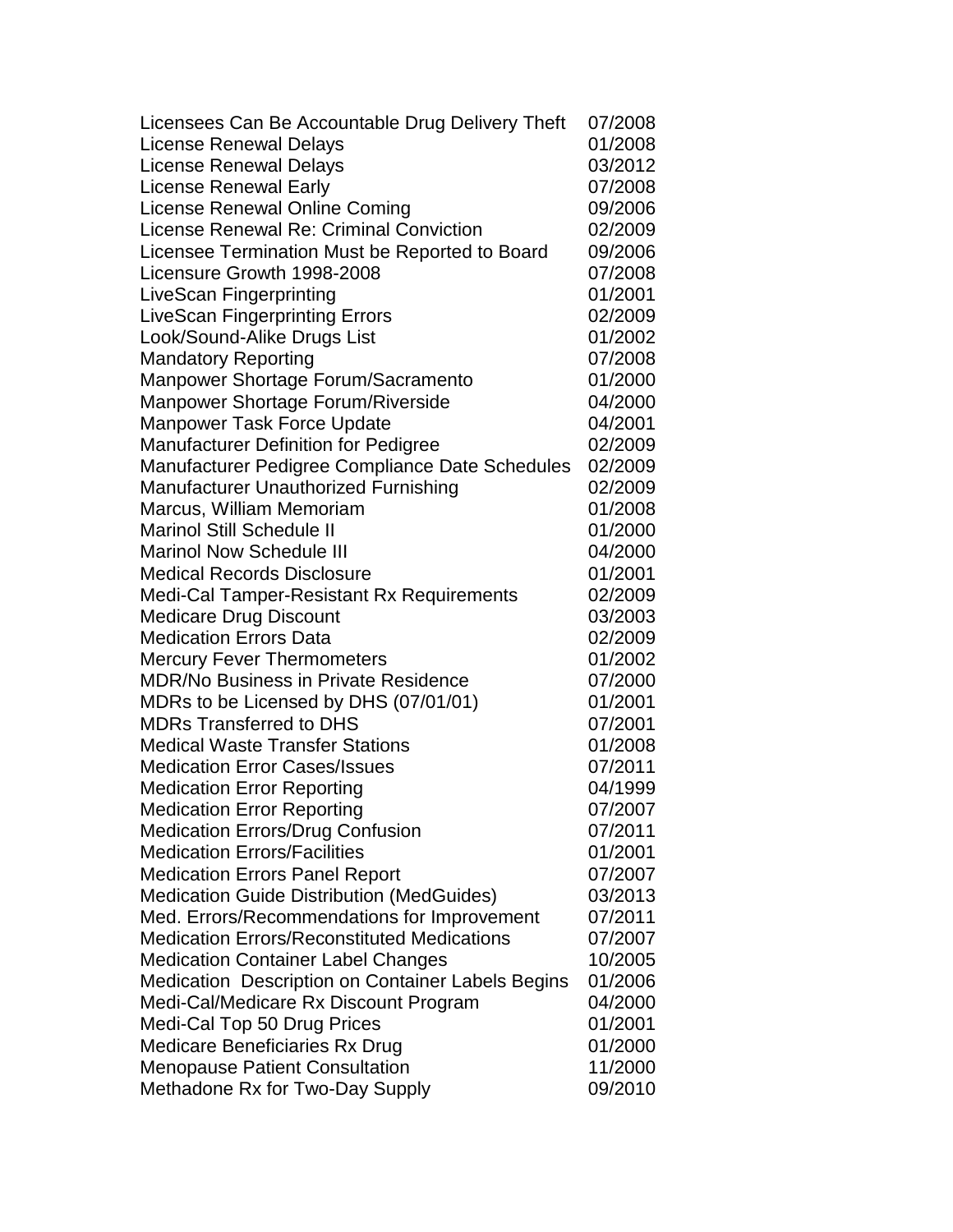| | |
|---|---|
| Licensees Can Be Accountable Drug Delivery Theft | 07/2008 |
| License Renewal Delays | 01/2008 |
| License Renewal Delays | 03/2012 |
| License Renewal Early | 07/2008 |
| License Renewal Online Coming | 09/2006 |
| License Renewal Re: Criminal Conviction | 02/2009 |
| Licensee Termination Must be Reported to Board | 09/2006 |
| Licensure Growth 1998-2008 | 07/2008 |
| LiveScan Fingerprinting | 01/2001 |
| LiveScan Fingerprinting Errors | 02/2009 |
| Look/Sound-Alike Drugs List | 01/2002 |
| Mandatory Reporting | 07/2008 |
| Manpower Shortage Forum/Sacramento | 01/2000 |
| Manpower Shortage Forum/Riverside | 04/2000 |
| Manpower Task Force Update | 04/2001 |
| Manufacturer Definition for Pedigree | 02/2009 |
| Manufacturer Pedigree Compliance Date Schedules | 02/2009 |
| Manufacturer Unauthorized Furnishing | 02/2009 |
| Marcus, William Memoriam | 01/2008 |
| Marinol Still Schedule II | 01/2000 |
| Marinol Now Schedule III | 04/2000 |
| Medical Records Disclosure | 01/2001 |
| Medi-Cal Tamper-Resistant Rx Requirements | 02/2009 |
| Medicare Drug Discount | 03/2003 |
| Medication Errors Data | 02/2009 |
| Mercury Fever Thermometers | 01/2002 |
| MDR/No Business in Private Residence | 07/2000 |
| MDRs to be Licensed by DHS (07/01/01) | 01/2001 |
| MDRs Transferred to DHS | 07/2001 |
| Medical Waste Transfer Stations | 01/2008 |
| Medication Error Cases/Issues | 07/2011 |
| Medication Error Reporting | 04/1999 |
| Medication Error Reporting | 07/2007 |
| Medication Errors/Drug Confusion | 07/2011 |
| Medication Errors/Facilities | 01/2001 |
| Medication Errors Panel Report | 07/2007 |
| Medication Guide Distribution (MedGuides) | 03/2013 |
| Med. Errors/Recommendations for Improvement | 07/2011 |
| Medication Errors/Reconstituted Medications | 07/2007 |
| Medication Container Label Changes | 10/2005 |
| Medication Description on Container Labels Begins | 01/2006 |
| Medi-Cal/Medicare Rx Discount Program | 04/2000 |
| Medi-Cal Top 50 Drug Prices | 01/2001 |
| Medicare Beneficiaries Rx Drug | 01/2000 |
| Menopause Patient Consultation | 11/2000 |
| Methadone Rx for Two-Day Supply | 09/2010 |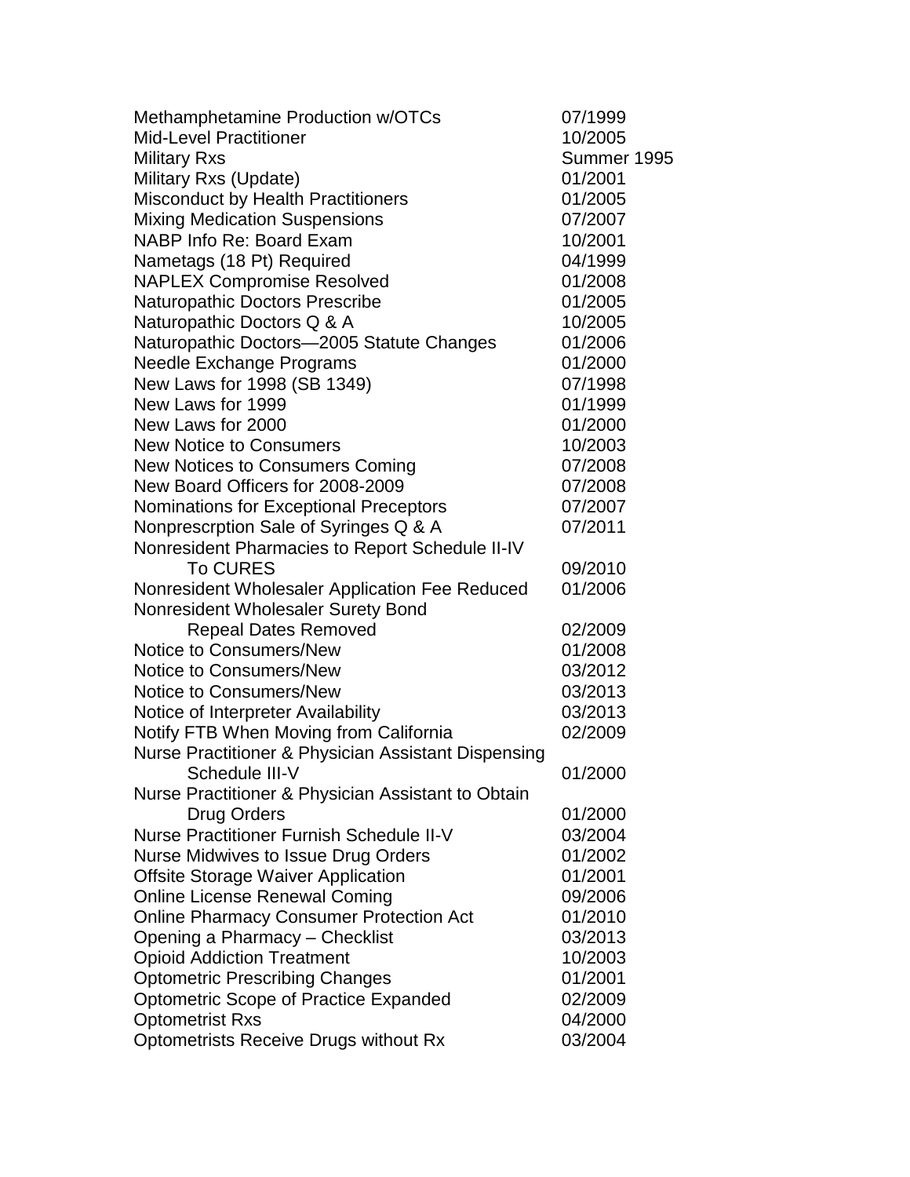| | |
|---|---|
| Methamphetamine Production w/OTCs | 07/1999 |
| Mid-Level Practitioner | 10/2005 |
| Military Rxs | Summer 1995 |
| Military Rxs (Update) | 01/2001 |
| Misconduct by Health Practitioners | 01/2005 |
| Mixing Medication Suspensions | 07/2007 |
| NABP Info Re: Board Exam | 10/2001 |
| Nametags (18 Pt) Required | 04/1999 |
| NAPLEX Compromise Resolved | 01/2008 |
| Naturopathic Doctors Prescribe | 01/2005 |
| Naturopathic Doctors Q & A | 10/2005 |
| Naturopathic Doctors—2005 Statute Changes | 01/2006 |
| Needle Exchange Programs | 01/2000 |
| New Laws for 1998 (SB 1349) | 07/1998 |
| New Laws for 1999 | 01/1999 |
| New Laws for 2000 | 01/2000 |
| New Notice to Consumers | 10/2003 |
| New Notices to Consumers Coming | 07/2008 |
| New Board Officers for 2008-2009 | 07/2008 |
| Nominations for Exceptional Preceptors | 07/2007 |
| Nonprescrption Sale of Syringes Q & A | 07/2011 |
| Nonresident Pharmacies to Report Schedule II-IV To CURES | 09/2010 |
| Nonresident Wholesaler Application Fee Reduced | 01/2006 |
| Nonresident Wholesaler Surety Bond Repeal Dates Removed | 02/2009 |
| Notice to Consumers/New | 01/2008 |
| Notice to Consumers/New | 03/2012 |
| Notice to Consumers/New | 03/2013 |
| Notice of Interpreter Availability | 03/2013 |
| Notify FTB When Moving from California | 02/2009 |
| Nurse Practitioner & Physician Assistant Dispensing Schedule III-V | 01/2000 |
| Nurse Practitioner & Physician Assistant to Obtain Drug Orders | 01/2000 |
| Nurse Practitioner Furnish Schedule II-V | 03/2004 |
| Nurse Midwives to Issue Drug Orders | 01/2002 |
| Offsite Storage Waiver Application | 01/2001 |
| Online License Renewal Coming | 09/2006 |
| Online Pharmacy Consumer Protection Act | 01/2010 |
| Opening a Pharmacy – Checklist | 03/2013 |
| Opioid Addiction Treatment | 10/2003 |
| Optometric Prescribing Changes | 01/2001 |
| Optometric Scope of Practice Expanded | 02/2009 |
| Optometrist Rxs | 04/2000 |
| Optometrists Receive Drugs without Rx | 03/2004 |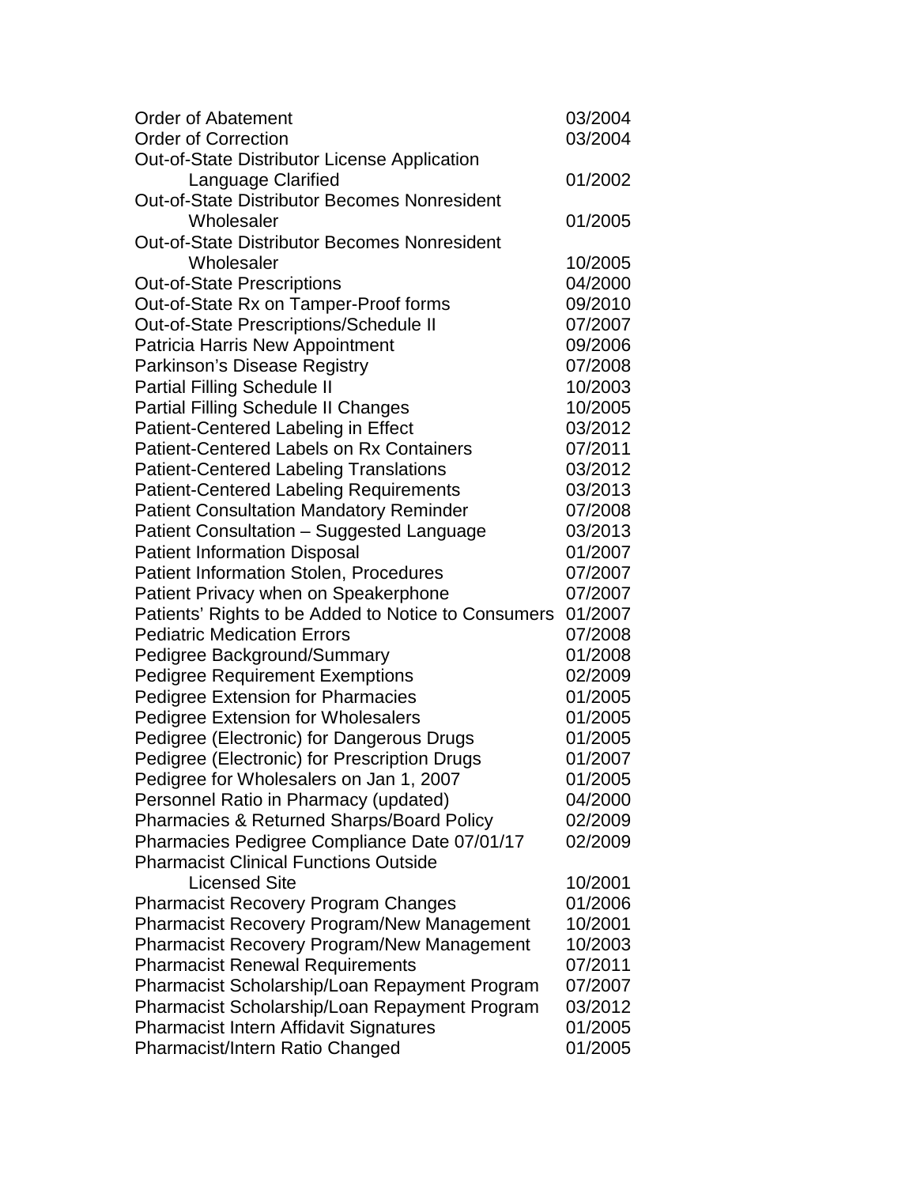| | |
|---|---|
| Order of Abatement | 03/2004 |
| Order of Correction | 03/2004 |
| Out-of-State Distributor License Application Language Clarified | 01/2002 |
| Out-of-State Distributor Becomes Nonresident Wholesaler | 01/2005 |
| Out-of-State Distributor Becomes Nonresident Wholesaler | 10/2005 |
| Out-of-State Prescriptions | 04/2000 |
| Out-of-State Rx on Tamper-Proof forms | 09/2010 |
| Out-of-State Prescriptions/Schedule II | 07/2007 |
| Patricia Harris New Appointment | 09/2006 |
| Parkinson's Disease Registry | 07/2008 |
| Partial Filling Schedule II | 10/2003 |
| Partial Filling Schedule II Changes | 10/2005 |
| Patient-Centered Labeling in Effect | 03/2012 |
| Patient-Centered Labels on Rx Containers | 07/2011 |
| Patient-Centered Labeling Translations | 03/2012 |
| Patient-Centered Labeling Requirements | 03/2013 |
| Patient Consultation Mandatory Reminder | 07/2008 |
| Patient Consultation – Suggested Language | 03/2013 |
| Patient Information Disposal | 01/2007 |
| Patient Information Stolen, Procedures | 07/2007 |
| Patient Privacy when on Speakerphone | 07/2007 |
| Patients' Rights to be Added to Notice to Consumers | 01/2007 |
| Pediatric Medication Errors | 07/2008 |
| Pedigree Background/Summary | 01/2008 |
| Pedigree Requirement Exemptions | 02/2009 |
| Pedigree Extension for Pharmacies | 01/2005 |
| Pedigree Extension for Wholesalers | 01/2005 |
| Pedigree (Electronic) for Dangerous Drugs | 01/2005 |
| Pedigree (Electronic) for Prescription Drugs | 01/2007 |
| Pedigree for Wholesalers on Jan 1, 2007 | 01/2005 |
| Personnel Ratio in Pharmacy (updated) | 04/2000 |
| Pharmacies & Returned Sharps/Board Policy | 02/2009 |
| Pharmacies Pedigree Compliance Date 07/01/17 | 02/2009 |
| Pharmacist Clinical Functions Outside Licensed Site | 10/2001 |
| Pharmacist Recovery Program Changes | 01/2006 |
| Pharmacist Recovery Program/New Management | 10/2001 |
| Pharmacist Recovery Program/New Management | 10/2003 |
| Pharmacist Renewal Requirements | 07/2011 |
| Pharmacist Scholarship/Loan Repayment Program | 07/2007 |
| Pharmacist Scholarship/Loan Repayment Program | 03/2012 |
| Pharmacist Intern Affidavit Signatures | 01/2005 |
| Pharmacist/Intern Ratio Changed | 01/2005 |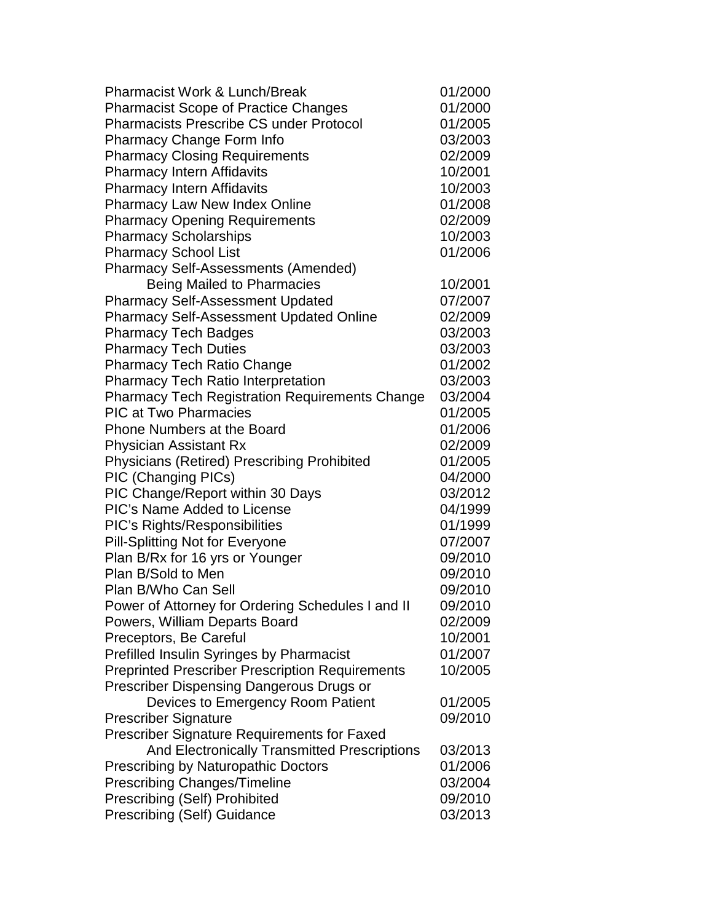| | |
|---|---|
| Pharmacist Work & Lunch/Break | 01/2000 |
| Pharmacist Scope of Practice Changes | 01/2000 |
| Pharmacists Prescribe CS under Protocol | 01/2005 |
| Pharmacy Change Form Info | 03/2003 |
| Pharmacy Closing Requirements | 02/2009 |
| Pharmacy Intern Affidavits | 10/2001 |
| Pharmacy Intern Affidavits | 10/2003 |
| Pharmacy Law New Index Online | 01/2008 |
| Pharmacy Opening Requirements | 02/2009 |
| Pharmacy Scholarships | 10/2003 |
| Pharmacy School List | 01/2006 |
| Pharmacy Self-Assessments (Amended) Being Mailed to Pharmacies | 10/2001 |
| Pharmacy Self-Assessment Updated | 07/2007 |
| Pharmacy Self-Assessment Updated Online | 02/2009 |
| Pharmacy Tech Badges | 03/2003 |
| Pharmacy Tech Duties | 03/2003 |
| Pharmacy Tech Ratio Change | 01/2002 |
| Pharmacy Tech Ratio Interpretation | 03/2003 |
| Pharmacy Tech Registration Requirements Change | 03/2004 |
| PIC at Two Pharmacies | 01/2005 |
| Phone Numbers at the Board | 01/2006 |
| Physician Assistant Rx | 02/2009 |
| Physicians (Retired) Prescribing Prohibited | 01/2005 |
| PIC (Changing PICs) | 04/2000 |
| PIC Change/Report within 30 Days | 03/2012 |
| PIC's Name Added to License | 04/1999 |
| PIC's Rights/Responsibilities | 01/1999 |
| Pill-Splitting Not for Everyone | 07/2007 |
| Plan B/Rx for 16 yrs or Younger | 09/2010 |
| Plan B/Sold to Men | 09/2010 |
| Plan B/Who Can Sell | 09/2010 |
| Power of Attorney for Ordering Schedules I and II | 09/2010 |
| Powers, William Departs Board | 02/2009 |
| Preceptors, Be Careful | 10/2001 |
| Prefilled Insulin Syringes by Pharmacist | 01/2007 |
| Preprinted Prescriber Prescription Requirements | 10/2005 |
| Prescriber Dispensing Dangerous Drugs or Devices to Emergency Room Patient | 01/2005 |
| Prescriber Signature | 09/2010 |
| Prescriber Signature Requirements for Faxed And Electronically Transmitted Prescriptions | 03/2013 |
| Prescribing by Naturopathic Doctors | 01/2006 |
| Prescribing Changes/Timeline | 03/2004 |
| Prescribing (Self) Prohibited | 09/2010 |
| Prescribing (Self) Guidance | 03/2013 |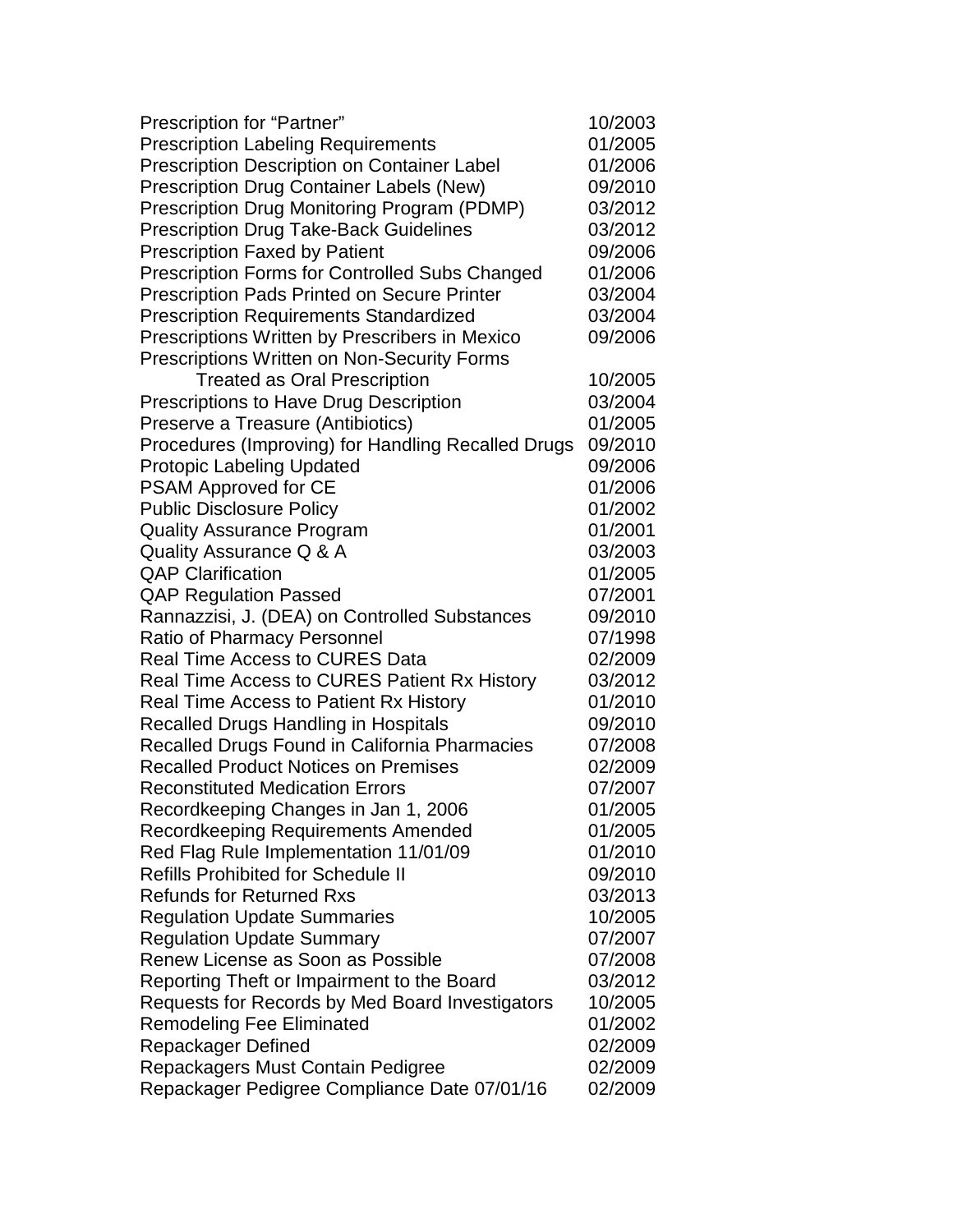| | |
|---|---|
| Prescription for “Partner” | 10/2003 |
| Prescription Labeling Requirements | 01/2005 |
| Prescription Description on Container Label | 01/2006 |
| Prescription Drug Container Labels (New) | 09/2010 |
| Prescription Drug Monitoring Program (PDMP) | 03/2012 |
| Prescription Drug Take-Back Guidelines | 03/2012 |
| Prescription Faxed by Patient | 09/2006 |
| Prescription Forms for Controlled Subs Changed | 01/2006 |
| Prescription Pads Printed on Secure Printer | 03/2004 |
| Prescription Requirements Standardized | 03/2004 |
| Prescriptions Written by Prescribers in Mexico | 09/2006 |
| Prescriptions Written on Non-Security Forms Treated as Oral Prescription | 10/2005 |
| Prescriptions to Have Drug Description | 03/2004 |
| Preserve a Treasure (Antibiotics) | 01/2005 |
| Procedures (Improving) for Handling Recalled Drugs | 09/2010 |
| Protopic Labeling Updated | 09/2006 |
| PSAM Approved for CE | 01/2006 |
| Public Disclosure Policy | 01/2002 |
| Quality Assurance Program | 01/2001 |
| Quality Assurance Q & A | 03/2003 |
| QAP Clarification | 01/2005 |
| QAP Regulation Passed | 07/2001 |
| Rannazzisi, J. (DEA) on Controlled Substances | 09/2010 |
| Ratio of Pharmacy Personnel | 07/1998 |
| Real Time Access to CURES Data | 02/2009 |
| Real Time Access to CURES Patient Rx History | 03/2012 |
| Real Time Access to Patient Rx History | 01/2010 |
| Recalled Drugs Handling in Hospitals | 09/2010 |
| Recalled Drugs Found in California Pharmacies | 07/2008 |
| Recalled Product Notices on Premises | 02/2009 |
| Reconstituted Medication Errors | 07/2007 |
| Recordkeeping Changes in Jan 1, 2006 | 01/2005 |
| Recordkeeping Requirements Amended | 01/2005 |
| Red Flag Rule Implementation 11/01/09 | 01/2010 |
| Refills Prohibited for Schedule II | 09/2010 |
| Refunds for Returned Rxs | 03/2013 |
| Regulation Update Summaries | 10/2005 |
| Regulation Update Summary | 07/2007 |
| Renew License as Soon as Possible | 07/2008 |
| Reporting Theft or Impairment to the Board | 03/2012 |
| Requests for Records by Med Board Investigators | 10/2005 |
| Remodeling Fee Eliminated | 01/2002 |
| Repackager Defined | 02/2009 |
| Repackagers Must Contain Pedigree | 02/2009 |
| Repackager Pedigree Compliance Date 07/01/16 | 02/2009 |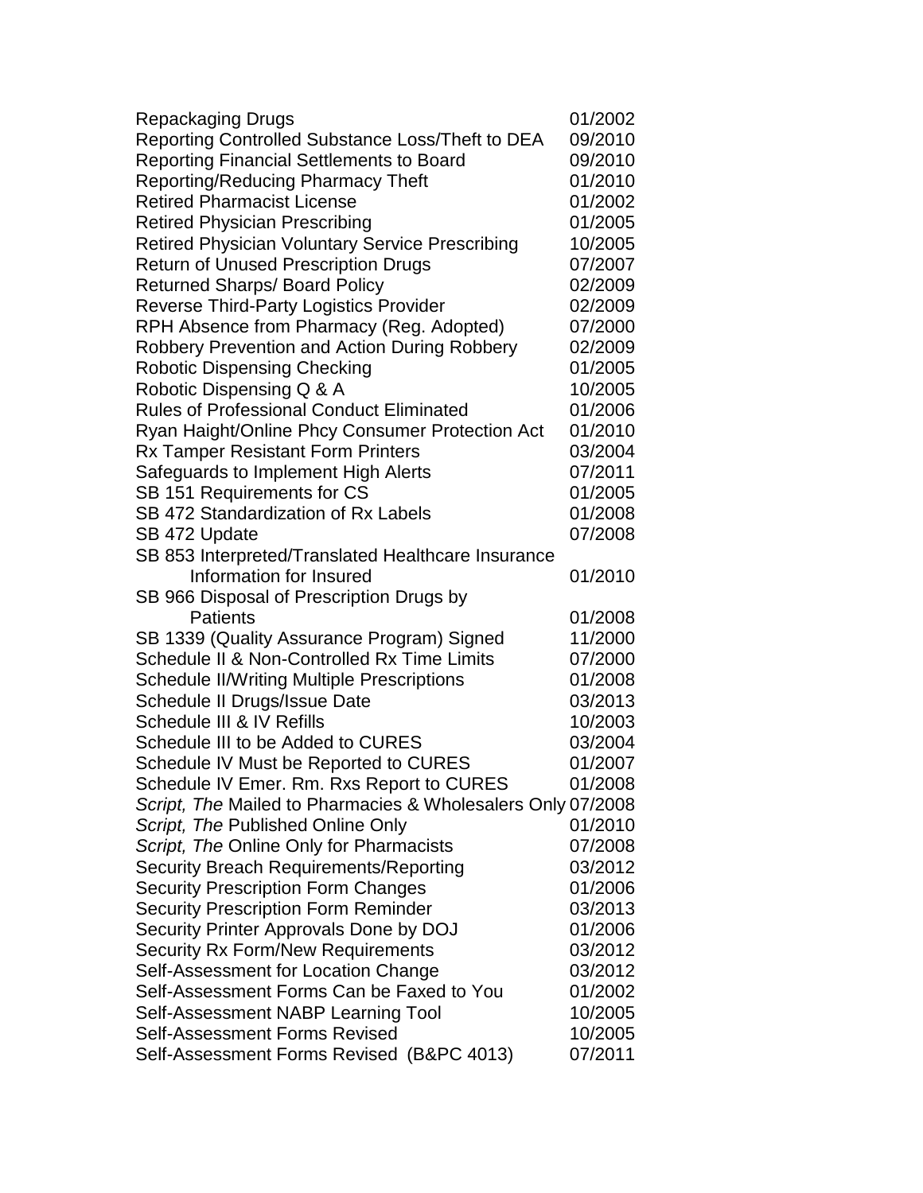| | |
|---|---|
| Repackaging Drugs | 01/2002 |
| Reporting Controlled Substance Loss/Theft to DEA | 09/2010 |
| Reporting Financial Settlements to Board | 09/2010 |
| Reporting/Reducing Pharmacy Theft | 01/2010 |
| Retired Pharmacist License | 01/2002 |
| Retired Physician Prescribing | 01/2005 |
| Retired Physician Voluntary Service Prescribing | 10/2005 |
| Return of Unused Prescription Drugs | 07/2007 |
| Returned Sharps/ Board Policy | 02/2009 |
| Reverse Third-Party Logistics Provider | 02/2009 |
| RPH Absence from Pharmacy (Reg. Adopted) | 07/2000 |
| Robbery Prevention and Action During Robbery | 02/2009 |
| Robotic Dispensing Checking | 01/2005 |
| Robotic Dispensing Q & A | 10/2005 |
| Rules of Professional Conduct Eliminated | 01/2006 |
| Ryan Haight/Online Phcy Consumer Protection Act | 01/2010 |
| Rx Tamper Resistant Form Printers | 03/2004 |
| Safeguards to Implement High Alerts | 07/2011 |
| SB 151 Requirements for CS | 01/2005 |
| SB 472 Standardization of Rx Labels | 01/2008 |
| SB 472 Update | 07/2008 |
| SB 853 Interpreted/Translated Healthcare Insurance Information for Insured | 01/2010 |
| SB 966 Disposal of Prescription Drugs by Patients | 01/2008 |
| SB 1339 (Quality Assurance Program) Signed | 11/2000 |
| Schedule II & Non-Controlled Rx Time Limits | 07/2000 |
| Schedule II/Writing Multiple Prescriptions | 01/2008 |
| Schedule II Drugs/Issue Date | 03/2013 |
| Schedule III & IV Refills | 10/2003 |
| Schedule III to be Added to CURES | 03/2004 |
| Schedule IV Must be Reported to CURES | 01/2007 |
| Schedule IV Emer. Rm. Rxs Report to CURES | 01/2008 |
| *Script, The* Mailed to Pharmacies & Wholesalers Only | 07/2008 |
| *Script, The* Published Online Only | 01/2010 |
| *Script, The* Online Only for Pharmacists | 07/2008 |
| Security Breach Requirements/Reporting | 03/2012 |
| Security Prescription Form Changes | 01/2006 |
| Security Prescription Form Reminder | 03/2013 |
| Security Printer Approvals Done by DOJ | 01/2006 |
| Security Rx Form/New Requirements | 03/2012 |
| Self-Assessment for Location Change | 03/2012 |
| Self-Assessment Forms Can be Faxed to You | 01/2002 |
| Self-Assessment NABP Learning Tool | 10/2005 |
| Self-Assessment Forms Revised | 10/2005 |
| Self-Assessment Forms Revised (B&PC 4013) | 07/2011 |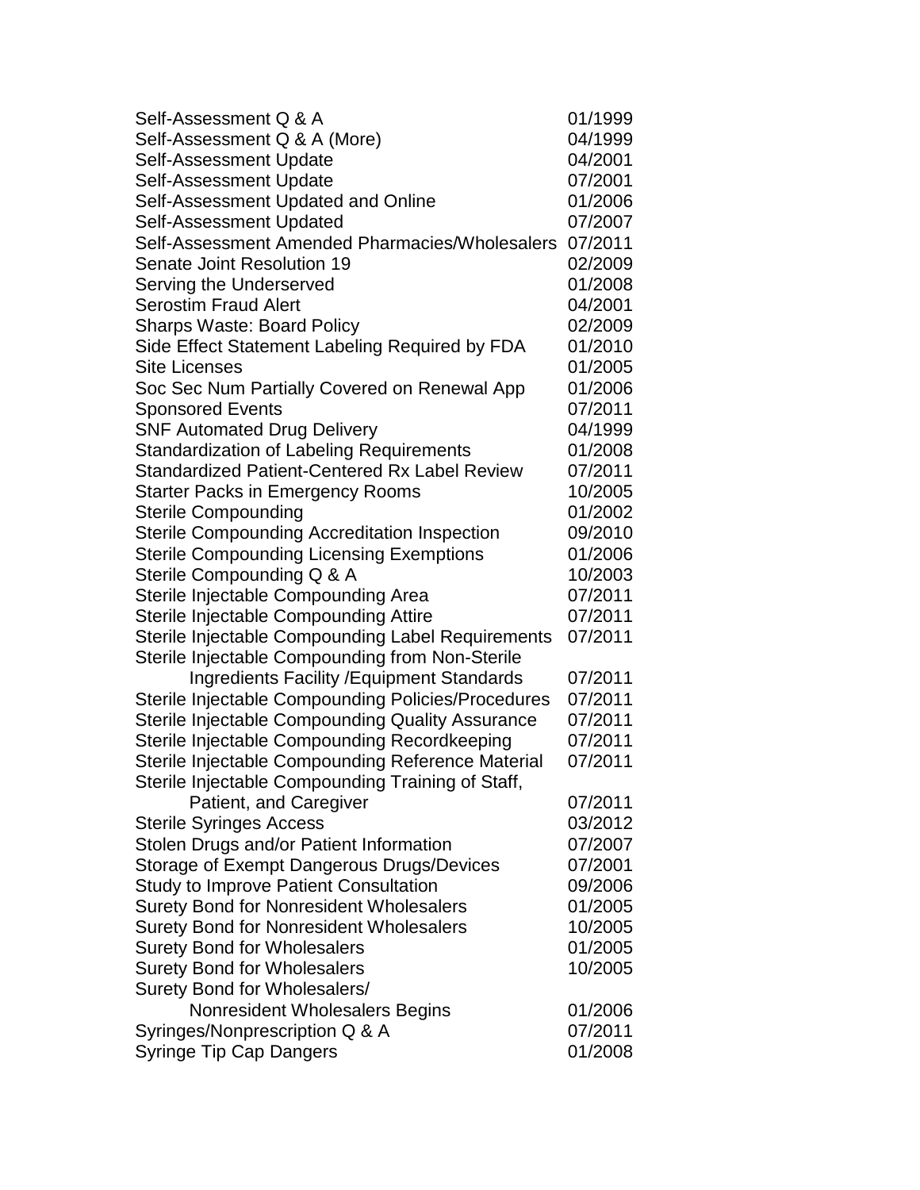| | |
|---|---|
| Self-Assessment Q & A | 01/1999 |
| Self-Assessment Q & A (More) | 04/1999 |
| Self-Assessment Update | 04/2001 |
| Self-Assessment Update | 07/2001 |
| Self-Assessment Updated and Online | 01/2006 |
| Self-Assessment Updated | 07/2007 |
| Self-Assessment Amended Pharmacies/Wholesalers | 07/2011 |
| Senate Joint Resolution 19 | 02/2009 |
| Serving the Underserved | 01/2008 |
| Serostim Fraud Alert | 04/2001 |
| Sharps Waste: Board Policy | 02/2009 |
| Side Effect Statement Labeling Required by FDA | 01/2010 |
| Site Licenses | 01/2005 |
| Soc Sec Num Partially Covered on Renewal App | 01/2006 |
| Sponsored Events | 07/2011 |
| SNF Automated Drug Delivery | 04/1999 |
| Standardization of Labeling Requirements | 01/2008 |
| Standardized Patient-Centered Rx Label Review | 07/2011 |
| Starter Packs in Emergency Rooms | 10/2005 |
| Sterile Compounding | 01/2002 |
| Sterile Compounding Accreditation Inspection | 09/2010 |
| Sterile Compounding Licensing Exemptions | 01/2006 |
| Sterile Compounding Q & A | 10/2003 |
| Sterile Injectable Compounding Area | 07/2011 |
| Sterile Injectable Compounding Attire | 07/2011 |
| Sterile Injectable Compounding Label Requirements | 07/2011 |
| Sterile Injectable Compounding from Non-Sterile Ingredients Facility /Equipment Standards | 07/2011 |
| Sterile Injectable Compounding Policies/Procedures | 07/2011 |
| Sterile Injectable Compounding Quality Assurance | 07/2011 |
| Sterile Injectable Compounding Recordkeeping | 07/2011 |
| Sterile Injectable Compounding Reference Material | 07/2011 |
| Sterile Injectable Compounding Training of Staff, Patient, and Caregiver | 07/2011 |
| Sterile Syringes Access | 03/2012 |
| Stolen Drugs and/or Patient Information | 07/2007 |
| Storage of Exempt Dangerous Drugs/Devices | 07/2001 |
| Study to Improve Patient Consultation | 09/2006 |
| Surety Bond for Nonresident Wholesalers | 01/2005 |
| Surety Bond for Nonresident Wholesalers | 10/2005 |
| Surety Bond for Wholesalers | 01/2005 |
| Surety Bond for Wholesalers | 10/2005 |
| Surety Bond for Wholesalers/ Nonresident Wholesalers Begins | 01/2006 |
| Syringes/Nonprescription Q & A | 07/2011 |
| Syringe Tip Cap Dangers | 01/2008 |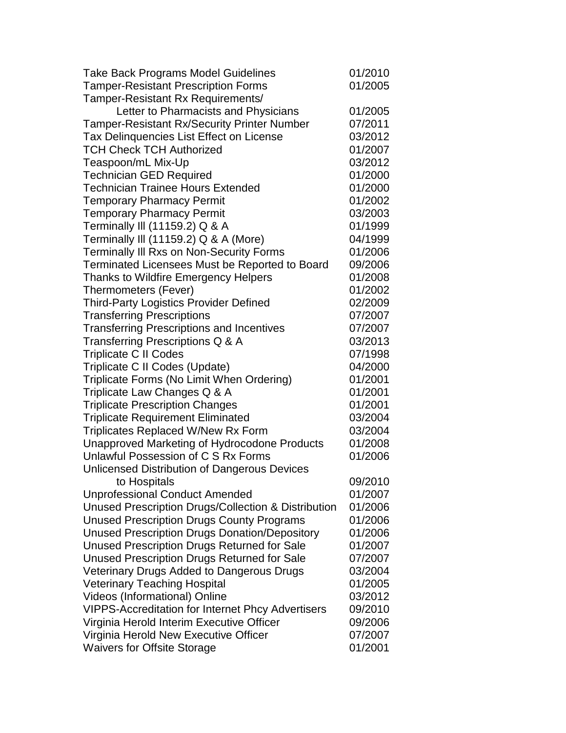| | |
|---|---|
| Take Back Programs Model Guidelines | 01/2010 |
| Tamper-Resistant Prescription Forms | 01/2005 |
| Tamper-Resistant Rx Requirements/ Letter to Pharmacists and Physicians | 01/2005 |
| Tamper-Resistant Rx/Security Printer Number | 07/2011 |
| Tax Delinquencies List Effect on License | 03/2012 |
| TCH Check TCH Authorized | 01/2007 |
| Teaspoon/mL Mix-Up | 03/2012 |
| Technician GED Required | 01/2000 |
| Technician Trainee Hours Extended | 01/2000 |
| Temporary Pharmacy Permit | 01/2002 |
| Temporary Pharmacy Permit | 03/2003 |
| Terminally Ill (11159.2) Q & A | 01/1999 |
| Terminally Ill (11159.2) Q & A (More) | 04/1999 |
| Terminally Ill Rxs on Non-Security Forms | 01/2006 |
| Terminated Licensees Must be Reported to Board | 09/2006 |
| Thanks to Wildfire Emergency Helpers | 01/2008 |
| Thermometers (Fever) | 01/2002 |
| Third-Party Logistics Provider Defined | 02/2009 |
| Transferring Prescriptions | 07/2007 |
| Transferring Prescriptions and Incentives | 07/2007 |
| Transferring Prescriptions Q & A | 03/2013 |
| Triplicate C II Codes | 07/1998 |
| Triplicate C II Codes (Update) | 04/2000 |
| Triplicate Forms (No Limit When Ordering) | 01/2001 |
| Triplicate Law Changes Q & A | 01/2001 |
| Triplicate Prescription Changes | 01/2001 |
| Triplicate Requirement Eliminated | 03/2004 |
| Triplicates Replaced W/New Rx Form | 03/2004 |
| Unapproved Marketing of Hydrocodone Products | 01/2008 |
| Unlawful Possession of C S Rx Forms | 01/2006 |
| Unlicensed Distribution of Dangerous Devices to Hospitals | 09/2010 |
| Unprofessional Conduct Amended | 01/2007 |
| Unused Prescription Drugs/Collection & Distribution | 01/2006 |
| Unused Prescription Drugs County Programs | 01/2006 |
| Unused Prescription Drugs Donation/Depository | 01/2006 |
| Unused Prescription Drugs Returned for Sale | 01/2007 |
| Unused Prescription Drugs Returned for Sale | 07/2007 |
| Veterinary Drugs Added to Dangerous Drugs | 03/2004 |
| Veterinary Teaching Hospital | 01/2005 |
| Videos (Informational) Online | 03/2012 |
| VIPPS-Accreditation for Internet Phcy Advertisers | 09/2010 |
| Virginia Herold Interim Executive Officer | 09/2006 |
| Virginia Herold New Executive Officer | 07/2007 |
| Waivers for Offsite Storage | 01/2001 |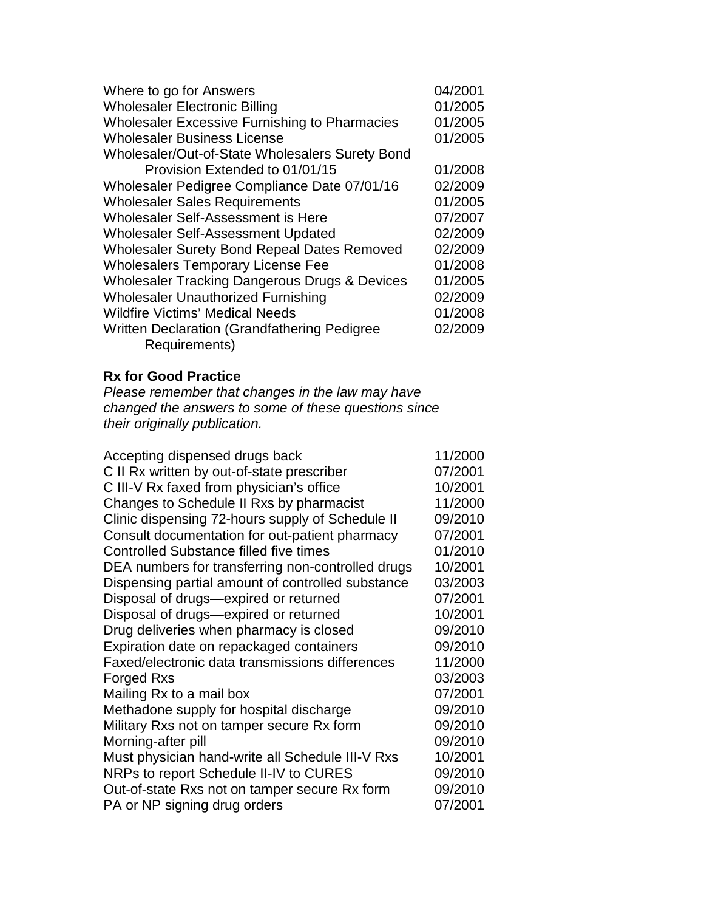| | |
|---|---|
| Where to go for Answers | 04/2001 |
| Wholesaler Electronic Billing | 01/2005 |
| Wholesaler Excessive Furnishing to Pharmacies | 01/2005 |
| Wholesaler Business License | 01/2005 |
| Wholesaler/Out-of-State Wholesalers Surety Bond Provision Extended to 01/01/15 | 01/2008 |
| Wholesaler Pedigree Compliance Date 07/01/16 | 02/2009 |
| Wholesaler Sales Requirements | 01/2005 |
| Wholesaler Self-Assessment is Here | 07/2007 |
| Wholesaler Self-Assessment Updated | 02/2009 |
| Wholesaler Surety Bond Repeal Dates Removed | 02/2009 |
| Wholesalers Temporary License Fee | 01/2008 |
| Wholesaler Tracking Dangerous Drugs & Devices | 01/2005 |
| Wholesaler Unauthorized Furnishing | 02/2009 |
| Wildfire Victims' Medical Needs | 01/2008 |
| Written Declaration (Grandfathering Pedigree Requirements) | 02/2009 |

**Rx for Good Practice**

*Please remember that changes in the law may have changed the answers to some of these questions since their originally publication.*

| | |
|---|---|
| Accepting dispensed drugs back | 11/2000 |
| C II Rx written by out-of-state prescriber | 07/2001 |
| C III-V Rx faxed from physician's office | 10/2001 |
| Changes to Schedule II Rxs by pharmacist | 11/2000 |
| Clinic dispensing 72-hours supply of Schedule II | 09/2010 |
| Consult documentation for out-patient pharmacy | 07/2001 |
| Controlled Substance filled five times | 01/2010 |
| DEA numbers for transferring non-controlled drugs | 10/2001 |
| Dispensing partial amount of controlled substance | 03/2003 |
| Disposal of drugs—expired or returned | 07/2001 |
| Disposal of drugs—expired or returned | 10/2001 |
| Drug deliveries when pharmacy is closed | 09/2010 |
| Expiration date on repackaged containers | 09/2010 |
| Faxed/electronic data transmissions differences | 11/2000 |
| Forged Rxs | 03/2003 |
| Mailing Rx to a mail box | 07/2001 |
| Methadone supply for hospital discharge | 09/2010 |
| Military Rxs not on tamper secure Rx form | 09/2010 |
| Morning-after pill | 09/2010 |
| Must physician hand-write all Schedule III-V Rxs | 10/2001 |
| NRPs to report Schedule II-IV to CURES | 09/2010 |
| Out-of-state Rxs not on tamper secure Rx form | 09/2010 |
| PA or NP signing drug orders | 07/2001 |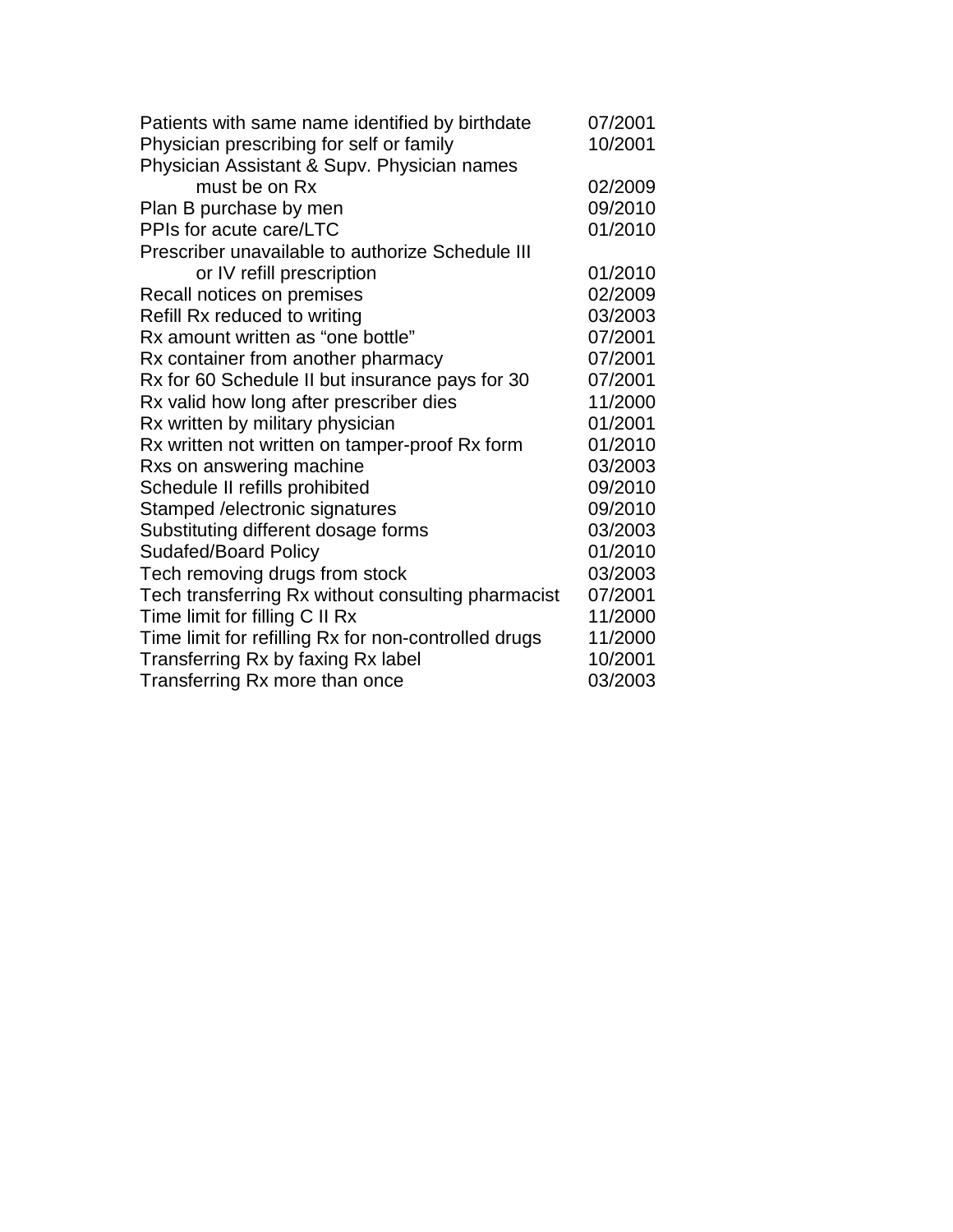| | |
|---|---|
| Patients with same name identified by birthdate | 07/2001 |
| Physician prescribing for self or family | 10/2001 |
| Physician Assistant & Supv. Physician names must be on Rx | 02/2009 |
| Plan B purchase by men | 09/2010 |
| PPIs for acute care/LTC | 01/2010 |
| Prescriber unavailable to authorize Schedule III or IV refill prescription | 01/2010 |
| Recall notices on premises | 02/2009 |
| Refill Rx reduced to writing | 03/2003 |
| Rx amount written as “one bottle” | 07/2001 |
| Rx container from another pharmacy | 07/2001 |
| Rx for 60 Schedule II but insurance pays for 30 | 07/2001 |
| Rx valid how long after prescriber dies | 11/2000 |
| Rx written by military physician | 01/2001 |
| Rx written not written on tamper-proof Rx form | 01/2010 |
| Rxs on answering machine | 03/2003 |
| Schedule II refills prohibited | 09/2010 |
| Stamped /electronic signatures | 09/2010 |
| Substituting different dosage forms | 03/2003 |
| Sudafed/Board Policy | 01/2010 |
| Tech removing drugs from stock | 03/2003 |
| Tech transferring Rx without consulting pharmacist | 07/2001 |
| Time limit for filling C II Rx | 11/2000 |
| Time limit for refilling Rx for non-controlled drugs | 11/2000 |
| Transferring Rx by faxing Rx label | 10/2001 |
| Transferring Rx more than once | 03/2003 |